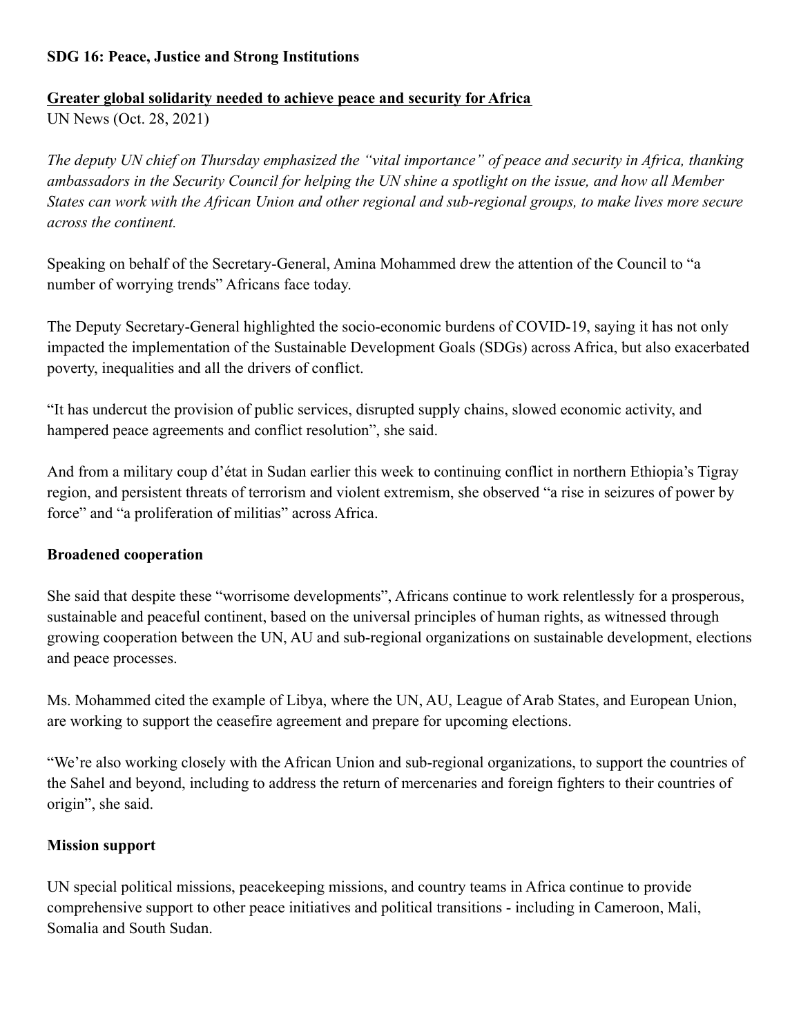**SDG 16: Peace, Justice and Strong Institutions**

**Greater global solidarity needed to achieve peace and security for Africa**
UN News (Oct. 28, 2021)

*The deputy UN chief on Thursday emphasized the "vital importance" of peace and security in Africa, thanking ambassadors in the Security Council for helping the UN shine a spotlight on the issue, and how all Member States can work with the African Union and other regional and sub-regional groups, to make lives more secure across the continent.*

Speaking on behalf of the Secretary-General, Amina Mohammed drew the attention of the Council to "a number of worrying trends" Africans face today.

The Deputy Secretary-General highlighted the socio-economic burdens of COVID-19, saying it has not only impacted the implementation of the Sustainable Development Goals (SDGs) across Africa, but also exacerbated poverty, inequalities and all the drivers of conflict.

"It has undercut the provision of public services, disrupted supply chains, slowed economic activity, and hampered peace agreements and conflict resolution", she said.

And from a military coup d'état in Sudan earlier this week to continuing conflict in northern Ethiopia's Tigray region, and persistent threats of terrorism and violent extremism, she observed "a rise in seizures of power by force" and "a proliferation of militias" across Africa.

**Broadened cooperation**

She said that despite these "worrisome developments", Africans continue to work relentlessly for a prosperous, sustainable and peaceful continent, based on the universal principles of human rights, as witnessed through growing cooperation between the UN, AU and sub-regional organizations on sustainable development, elections and peace processes.

Ms. Mohammed cited the example of Libya, where the UN, AU, League of Arab States, and European Union, are working to support the ceasefire agreement and prepare for upcoming elections.

"We're also working closely with the African Union and sub-regional organizations, to support the countries of the Sahel and beyond, including to address the return of mercenaries and foreign fighters to their countries of origin", she said.

**Mission support**

UN special political missions, peacekeeping missions, and country teams in Africa continue to provide comprehensive support to other peace initiatives and political transitions - including in Cameroon, Mali, Somalia and South Sudan.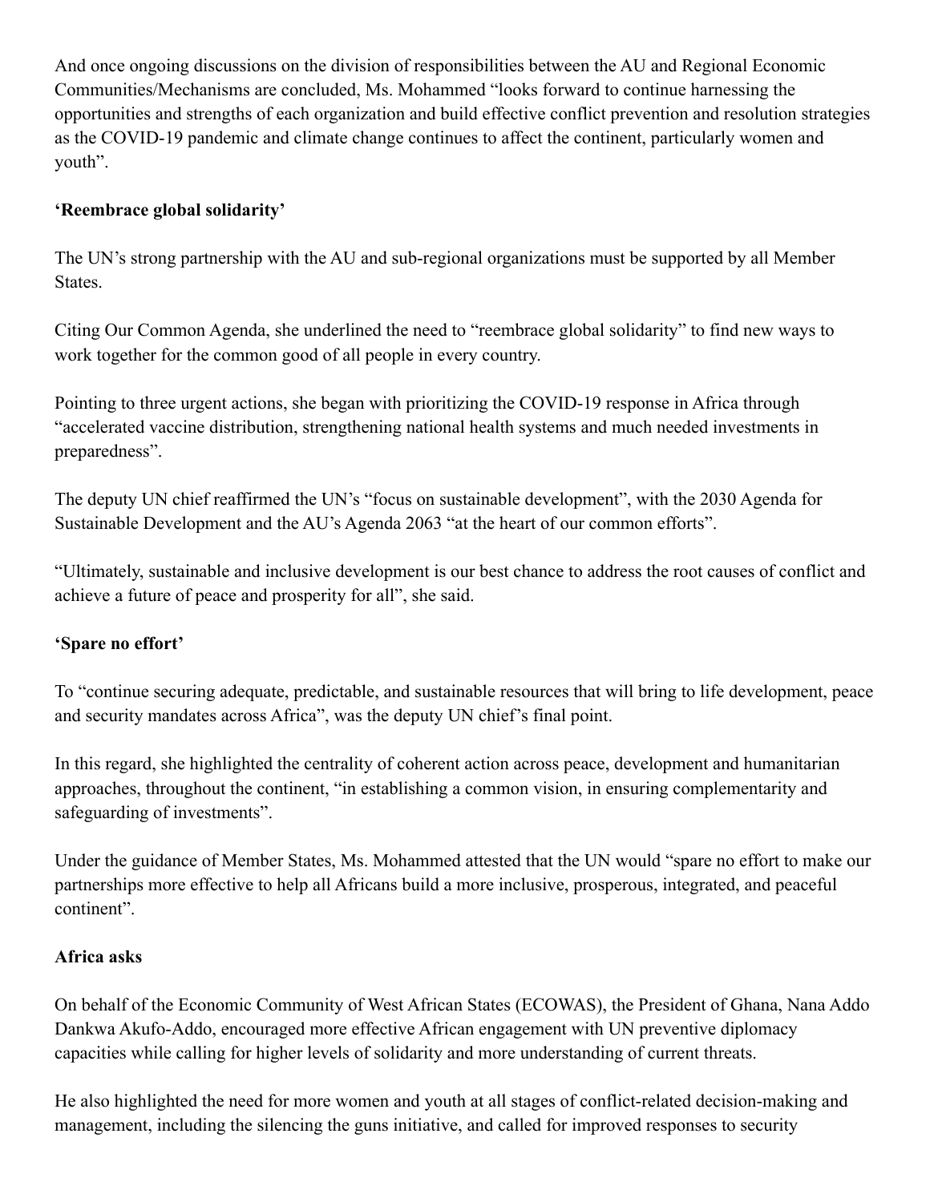And once ongoing discussions on the division of responsibilities between the AU and Regional Economic Communities/Mechanisms are concluded, Ms. Mohammed "looks forward to continue harnessing the opportunities and strengths of each organization and build effective conflict prevention and resolution strategies as the COVID-19 pandemic and climate change continues to affect the continent, particularly women and youth".

**'Reembrace global solidarity'**

The UN's strong partnership with the AU and sub-regional organizations must be supported by all Member States.

Citing Our Common Agenda, she underlined the need to "reembrace global solidarity" to find new ways to work together for the common good of all people in every country.

Pointing to three urgent actions, she began with prioritizing the COVID-19 response in Africa through "accelerated vaccine distribution, strengthening national health systems and much needed investments in preparedness".

The deputy UN chief reaffirmed the UN's "focus on sustainable development", with the 2030 Agenda for Sustainable Development and the AU's Agenda 2063 "at the heart of our common efforts".

"Ultimately, sustainable and inclusive development is our best chance to address the root causes of conflict and achieve a future of peace and prosperity for all", she said.

**'Spare no effort'**

To "continue securing adequate, predictable, and sustainable resources that will bring to life development, peace and security mandates across Africa", was the deputy UN chief's final point.

In this regard, she highlighted the centrality of coherent action across peace, development and humanitarian approaches, throughout the continent, "in establishing a common vision, in ensuring complementarity and safeguarding of investments".

Under the guidance of Member States, Ms. Mohammed attested that the UN would "spare no effort to make our partnerships more effective to help all Africans build a more inclusive, prosperous, integrated, and peaceful continent".

**Africa asks**

On behalf of the Economic Community of West African States (ECOWAS), the President of Ghana, Nana Addo Dankwa Akufo-Addo, encouraged more effective African engagement with UN preventive diplomacy capacities while calling for higher levels of solidarity and more understanding of current threats.

He also highlighted the need for more women and youth at all stages of conflict-related decision-making and management, including the silencing the guns initiative, and called for improved responses to security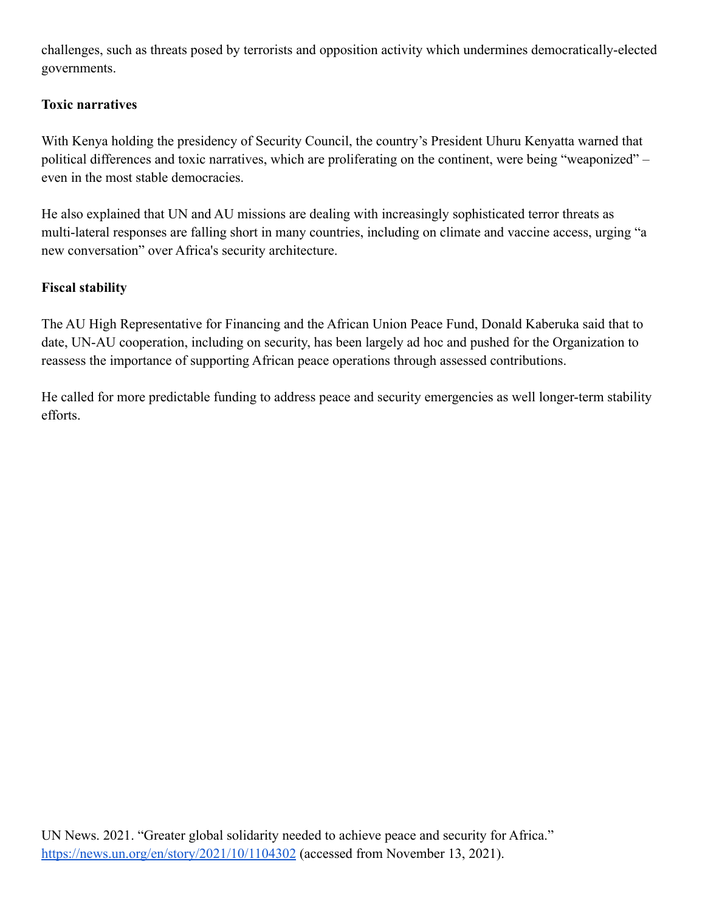challenges, such as threats posed by terrorists and opposition activity which undermines democratically-elected governments.

**Toxic narratives**

With Kenya holding the presidency of Security Council, the country's President Uhuru Kenyatta warned that political differences and toxic narratives, which are proliferating on the continent, were being "weaponized" – even in the most stable democracies.

He also explained that UN and AU missions are dealing with increasingly sophisticated terror threats as multi-lateral responses are falling short in many countries, including on climate and vaccine access, urging "a new conversation" over Africa's security architecture.

**Fiscal stability**

The AU High Representative for Financing and the African Union Peace Fund, Donald Kaberuka said that to date, UN-AU cooperation, including on security, has been largely ad hoc and pushed for the Organization to reassess the importance of supporting African peace operations through assessed contributions.

He called for more predictable funding to address peace and security emergencies as well longer-term stability efforts.

UN News. 2021. "Greater global solidarity needed to achieve peace and security for Africa." https://news.un.org/en/story/2021/10/1104302 (accessed from November 13, 2021).